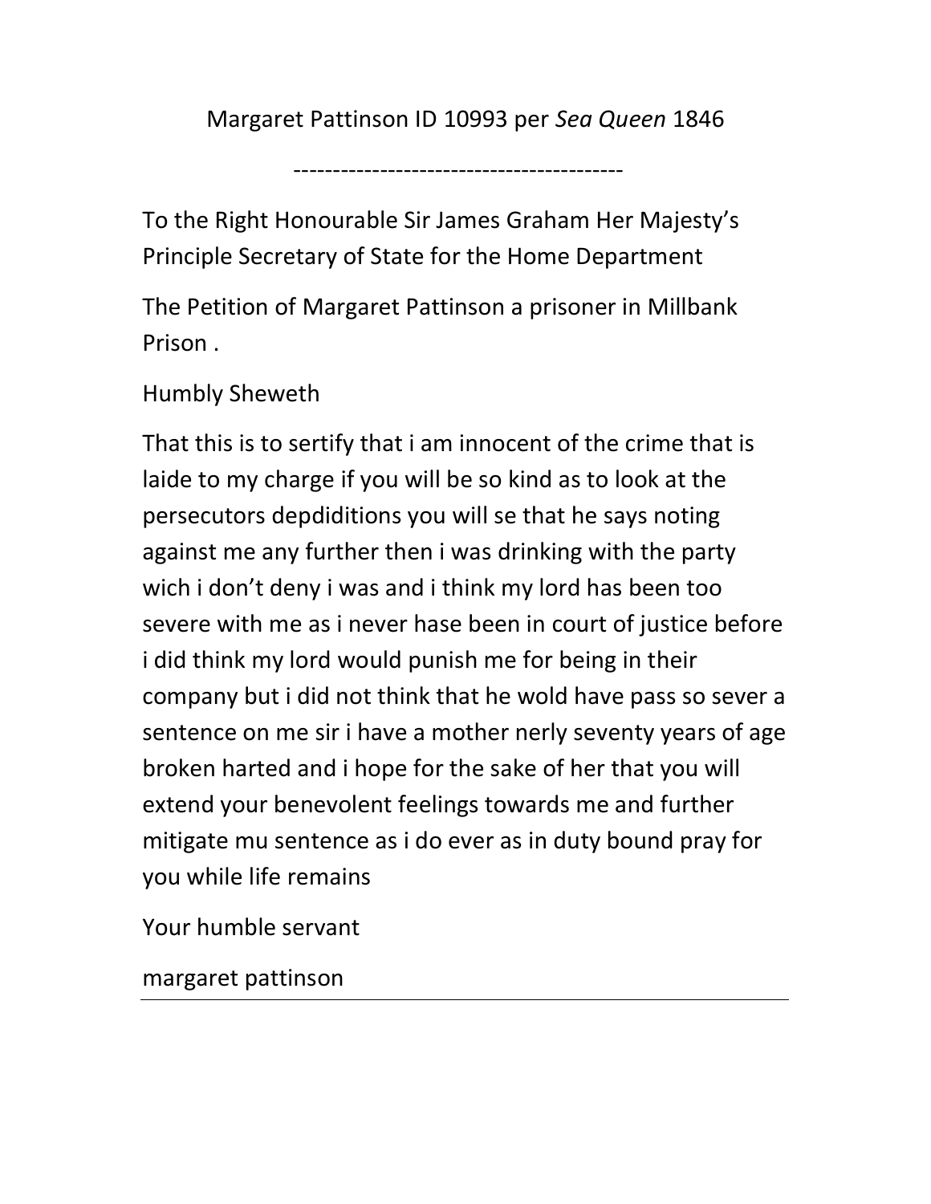Margaret Pattinson ID 10993 per *Sea Queen* 1846

-----------------------------------------

To the Right Honourable Sir James Graham Her Majesty's Principle Secretary of State for the Home Department

The Petition of Margaret Pattinson a prisoner in Millbank Prison .

Humbly Sheweth

That this is to sertify that i am innocent of the crime that is laide to my charge if you will be so kind as to look at the persecutors depdiditions you will se that he says noting against me any further then i was drinking with the party wich i don't deny i was and i think my lord has been too severe with me as i never hase been in court of justice before i did think my lord would punish me for being in their company but i did not think that he wold have pass so sever a sentence on me sir i have a mother nerly seventy years of age broken harted and i hope for the sake of her that you will extend your benevolent feelings towards me and further mitigate mu sentence as i do ever as in duty bound pray for you while life remains

Your humble servant

margaret pattinson

---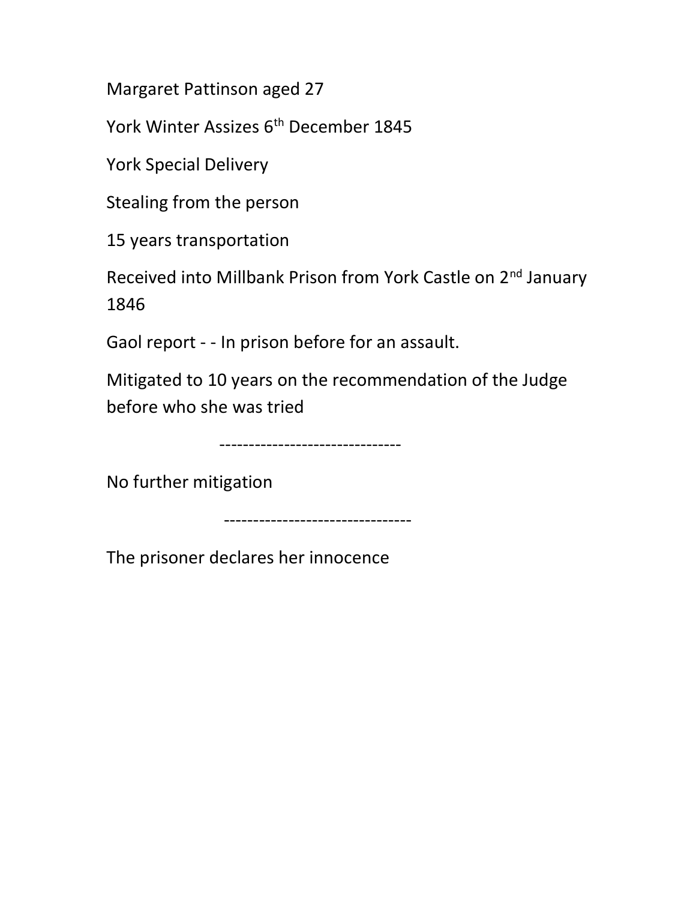Margaret Pattinson aged 27

York Winter Assizes 6th December 1845

York Special Delivery

Stealing from the person

15 years transportation

Received into Millbank Prison from York Castle on 2nd January 1846

Gaol report - - In prison before for an assault.

Mitigated to 10 years on the recommendation of the Judge before who she was tried

-------------------------------

No further mitigation

--------------------------------

The prisoner declares her innocence